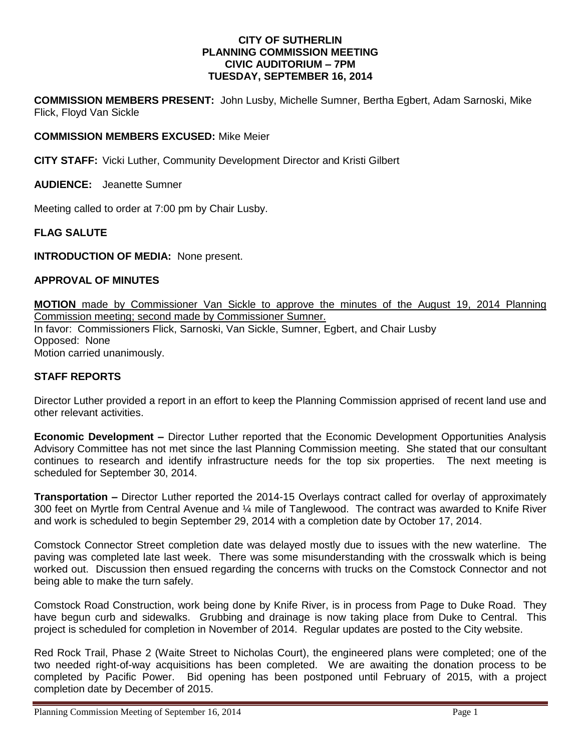**CITY OF SUTHERLIN**
**PLANNING COMMISSION MEETING**
**CIVIC AUDITORIUM – 7PM**
**TUESDAY, SEPTEMBER 16, 2014**

**COMMISSION MEMBERS PRESENT:** John Lusby, Michelle Sumner, Bertha Egbert, Adam Sarnoski, Mike Flick, Floyd Van Sickle

**COMMISSION MEMBERS EXCUSED:** Mike Meier

**CITY STAFF:** Vicki Luther, Community Development Director and Kristi Gilbert

**AUDIENCE:** Jeanette Sumner

Meeting called to order at 7:00 pm by Chair Lusby.

**FLAG SALUTE**

**INTRODUCTION OF MEDIA:** None present.

**APPROVAL OF MINUTES**

**MOTION** made by Commissioner Van Sickle to approve the minutes of the August 19, 2014 Planning Commission meeting; second made by Commissioner Sumner.
In favor: Commissioners Flick, Sarnoski, Van Sickle, Sumner, Egbert, and Chair Lusby
Opposed: None
Motion carried unanimously.

**STAFF REPORTS**

Director Luther provided a report in an effort to keep the Planning Commission apprised of recent land use and other relevant activities.

**Economic Development –** Director Luther reported that the Economic Development Opportunities Analysis Advisory Committee has not met since the last Planning Commission meeting. She stated that our consultant continues to research and identify infrastructure needs for the top six properties. The next meeting is scheduled for September 30, 2014.

**Transportation –** Director Luther reported the 2014-15 Overlays contract called for overlay of approximately 300 feet on Myrtle from Central Avenue and ¼ mile of Tanglewood. The contract was awarded to Knife River and work is scheduled to begin September 29, 2014 with a completion date by October 17, 2014.

Comstock Connector Street completion date was delayed mostly due to issues with the new waterline. The paving was completed late last week. There was some misunderstanding with the crosswalk which is being worked out. Discussion then ensued regarding the concerns with trucks on the Comstock Connector and not being able to make the turn safely.

Comstock Road Construction, work being done by Knife River, is in process from Page to Duke Road. They have begun curb and sidewalks. Grubbing and drainage is now taking place from Duke to Central. This project is scheduled for completion in November of 2014. Regular updates are posted to the City website.

Red Rock Trail, Phase 2 (Waite Street to Nicholas Court), the engineered plans were completed; one of the two needed right-of-way acquisitions has been completed. We are awaiting the donation process to be completed by Pacific Power. Bid opening has been postponed until February of 2015, with a project completion date by December of 2015.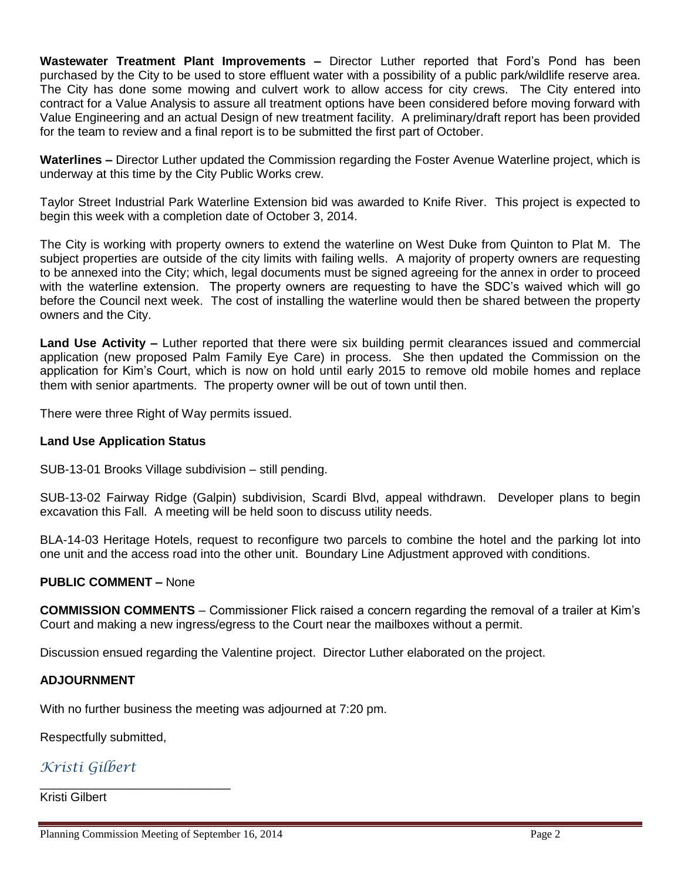**Wastewater Treatment Plant Improvements –** Director Luther reported that Ford's Pond has been purchased by the City to be used to store effluent water with a possibility of a public park/wildlife reserve area. The City has done some mowing and culvert work to allow access for city crews. The City entered into contract for a Value Analysis to assure all treatment options have been considered before moving forward with Value Engineering and an actual Design of new treatment facility. A preliminary/draft report has been provided for the team to review and a final report is to be submitted the first part of October.

**Waterlines –** Director Luther updated the Commission regarding the Foster Avenue Waterline project, which is underway at this time by the City Public Works crew.

Taylor Street Industrial Park Waterline Extension bid was awarded to Knife River. This project is expected to begin this week with a completion date of October 3, 2014.

The City is working with property owners to extend the waterline on West Duke from Quinton to Plat M. The subject properties are outside of the city limits with failing wells. A majority of property owners are requesting to be annexed into the City; which, legal documents must be signed agreeing for the annex in order to proceed with the waterline extension. The property owners are requesting to have the SDC's waived which will go before the Council next week. The cost of installing the waterline would then be shared between the property owners and the City.

**Land Use Activity –** Luther reported that there were six building permit clearances issued and commercial application (new proposed Palm Family Eye Care) in process. She then updated the Commission on the application for Kim's Court, which is now on hold until early 2015 to remove old mobile homes and replace them with senior apartments. The property owner will be out of town until then.

There were three Right of Way permits issued.

**Land Use Application Status**

SUB-13-01 Brooks Village subdivision – still pending.

SUB-13-02 Fairway Ridge (Galpin) subdivision, Scardi Blvd, appeal withdrawn. Developer plans to begin excavation this Fall. A meeting will be held soon to discuss utility needs.

BLA-14-03 Heritage Hotels, request to reconfigure two parcels to combine the hotel and the parking lot into one unit and the access road into the other unit. Boundary Line Adjustment approved with conditions.

**PUBLIC COMMENT –** None

**COMMISSION COMMENTS** – Commissioner Flick raised a concern regarding the removal of a trailer at Kim's Court and making a new ingress/egress to the Court near the mailboxes without a permit.

Discussion ensued regarding the Valentine project. Director Luther elaborated on the project.

**ADJOURNMENT**

With no further business the meeting was adjourned at 7:20 pm.

Respectfully submitted,

*Kristi Gilbert*

\_\_\_\_\_\_\_\_\_\_\_\_\_\_\_\_\_\_\_\_\_\_\_\_\_\_\_\_

Kristi Gilbert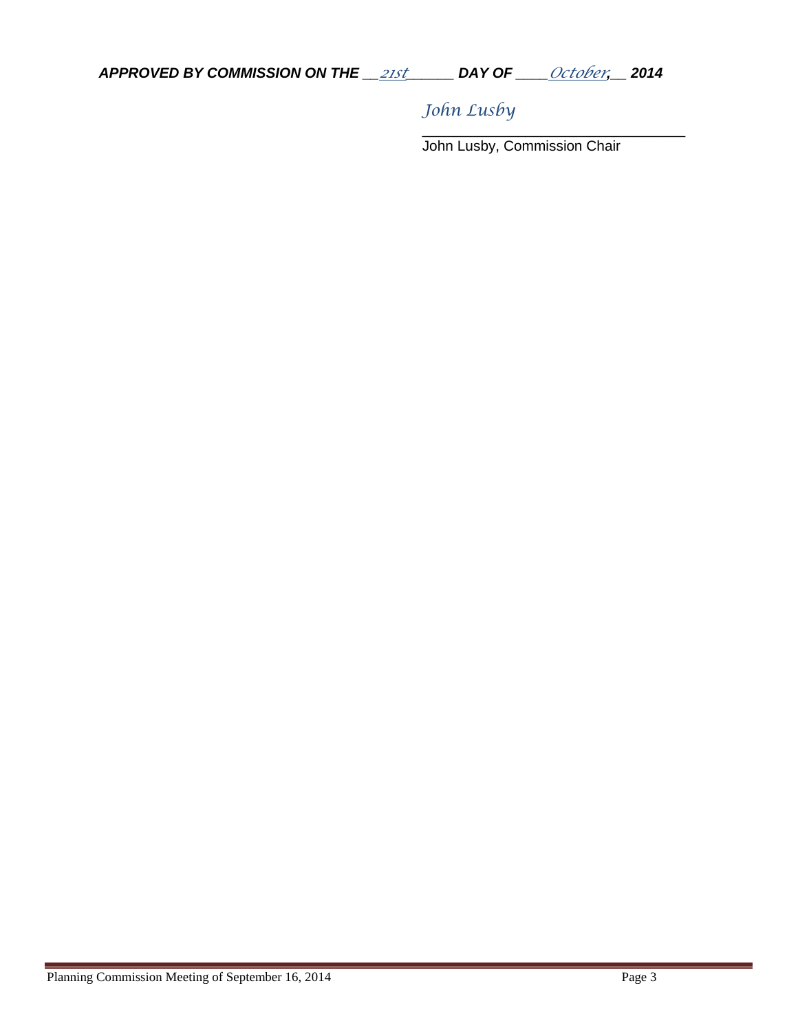***APPROVED BY COMMISSION ON THE __21st______ DAY OF ____October,__ 2014***

*John Lusby*

_________________________________

John Lusby, Commission Chair